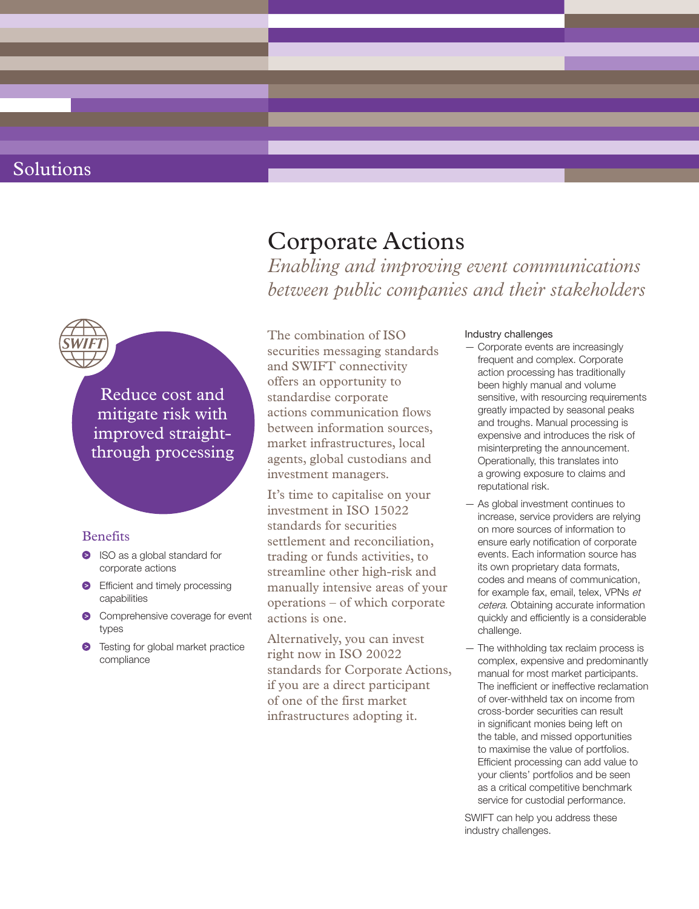Solutions

# Corporate Actions

*Enabling and improving event communications between public companies and their stakeholders*

Reduce cost and mitigate risk with improved straight-through processing

## Benefits

- ISO as a global standard for corporate actions
- Efficient and timely processing capabilities
- Comprehensive coverage for event types
- Testing for global market practice compliance

The combination of ISO securities messaging standards and SWIFT connectivity offers an opportunity to standardise corporate actions communication flows between information sources, market infrastructures, local agents, global custodians and investment managers.

It's time to capitalise on your investment in ISO 15022 standards for securities settlement and reconciliation, trading or funds activities, to streamline other high-risk and manually intensive areas of your operations – of which corporate actions is one.

Alternatively, you can invest right now in ISO 20022 standards for Corporate Actions, if you are a direct participant of one of the first market infrastructures adopting it.

### Industry challenges

- Corporate events are increasingly frequent and complex. Corporate action processing has traditionally been highly manual and volume sensitive, with resourcing requirements greatly impacted by seasonal peaks and troughs. Manual processing is expensive and introduces the risk of misinterpreting the announcement. Operationally, this translates into a growing exposure to claims and reputational risk.
- As global investment continues to increase, service providers are relying on more sources of information to ensure early notification of corporate events. Each information source has its own proprietary data formats, codes and means of communication, for example fax, email, telex, VPNs *et cetera*. Obtaining accurate information quickly and efficiently is a considerable challenge.
- The withholding tax reclaim process is complex, expensive and predominantly manual for most market participants. The inefficient or ineffective reclamation of over-withheld tax on income from cross-border securities can result in significant monies being left on the table, and missed opportunities to maximise the value of portfolios. Efficient processing can add value to your clients' portfolios and be seen as a critical competitive benchmark service for custodial performance.

SWIFT can help you address these industry challenges.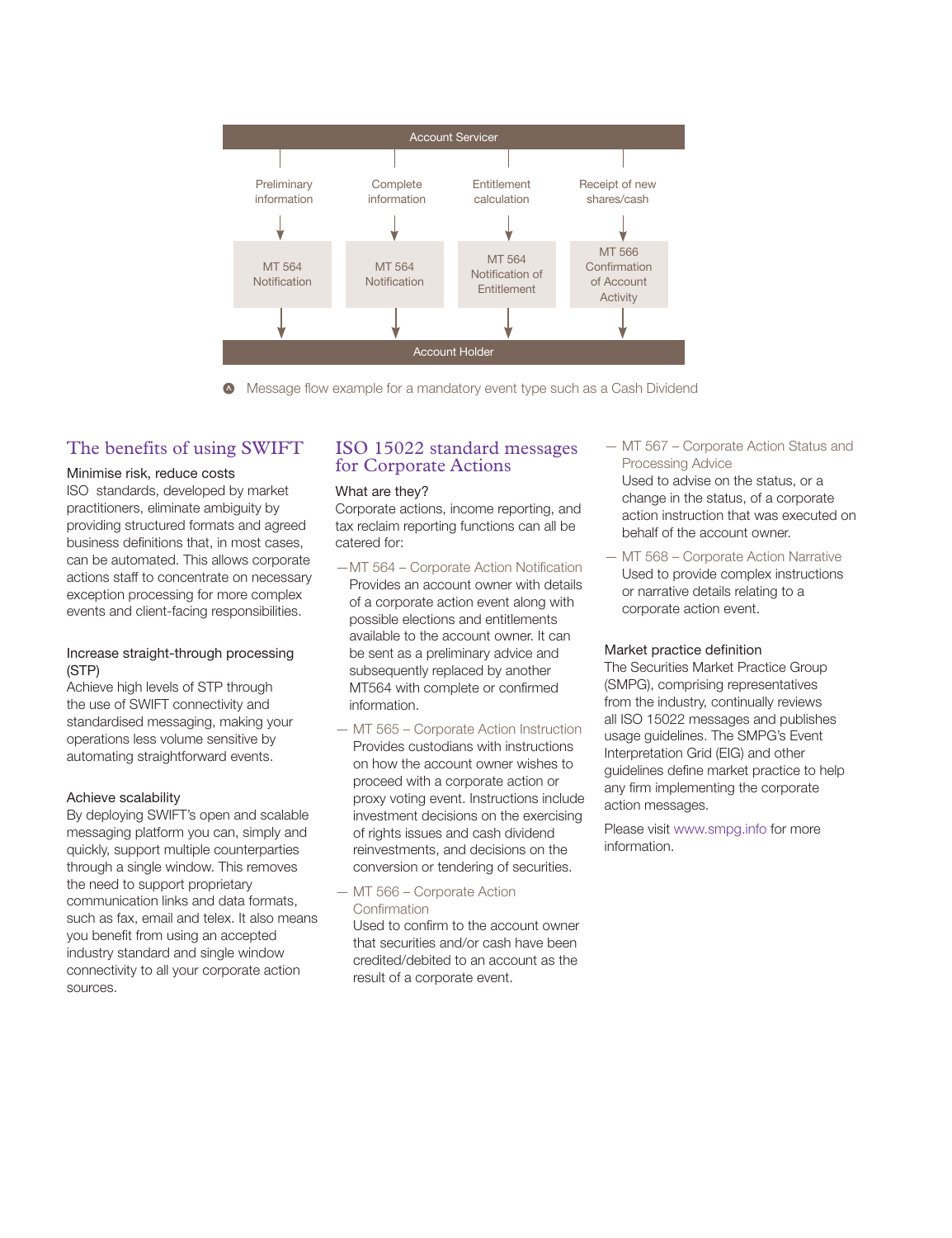Account Servicer

Preliminary information

Complete information

Entitlement calculation

Receipt of new shares/cash

MT 564 Notification

MT 564 Notification

MT 564 Notification of Entitlement

MT 566 Confirmation of Account Activity

Account Holder

A Message flow example for a mandatory event type such as a Cash Dividend

## The benefits of using SWIFT

### Minimise risk, reduce costs

ISO standards, developed by market practitioners, eliminate ambiguity by providing structured formats and agreed business definitions that, in most cases, can be automated. This allows corporate actions staff to concentrate on necessary exception processing for more complex events and client-facing responsibilities.

### Increase straight-through processing (STP)

Achieve high levels of STP through the use of SWIFT connectivity and standardised messaging, making your operations less volume sensitive by automating straightforward events.

### Achieve scalability

By deploying SWIFT's open and scalable messaging platform you can, simply and quickly, support multiple counterparties through a single window. This removes the need to support proprietary communication links and data formats, such as fax, email and telex. It also means you benefit from using an accepted industry standard and single window connectivity to all your corporate action sources.

## ISO 15022 standard messages for Corporate Actions

### What are they?

Corporate actions, income reporting, and tax reclaim reporting functions can all be catered for:

- MT 564 – Corporate Action Notification
  Provides an account owner with details of a corporate action event along with possible elections and entitlements available to the account owner. It can be sent as a preliminary advice and subsequently replaced by another MT564 with complete or confirmed information.
- MT 565 – Corporate Action Instruction
  Provides custodians with instructions on how the account owner wishes to proceed with a corporate action or proxy voting event. Instructions include investment decisions on the exercising of rights issues and cash dividend reinvestments, and decisions on the conversion or tendering of securities.
- MT 566 – Corporate Action Confirmation
  Used to confirm to the account owner that securities and/or cash have been credited/debited to an account as the result of a corporate event.
- MT 567 – Corporate Action Status and Processing Advice
  Used to advise on the status, or a change in the status, of a corporate action instruction that was executed on behalf of the account owner.
- MT 568 – Corporate Action Narrative
  Used to provide complex instructions or narrative details relating to a corporate action event.

### Market practice definition

The Securities Market Practice Group (SMPG), comprising representatives from the industry, continually reviews all ISO 15022 messages and publishes usage guidelines. The SMPG's Event Interpretation Grid (EIG) and other guidelines define market practice to help any firm implementing the corporate action messages.

Please visit www.smpg.info for more information.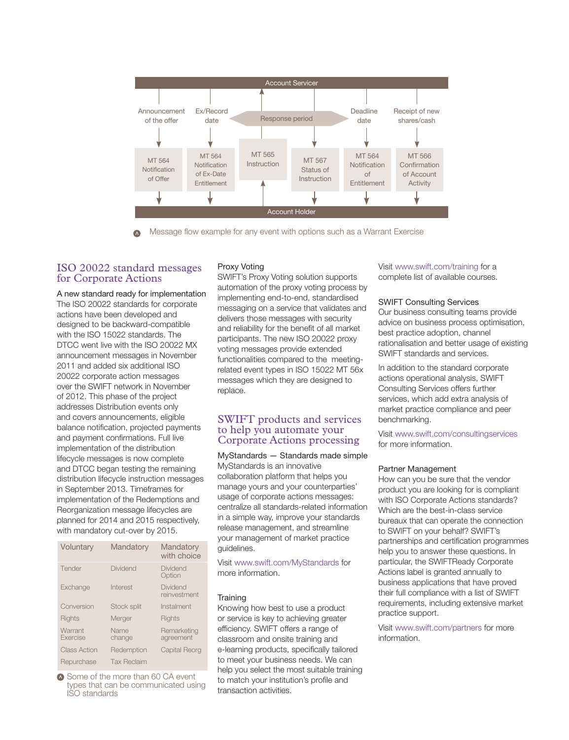Account Servicer

Announcement of the offer

Ex/Record date

Response period

Deadline date

Receipt of new shares/cash

MT 564 Notification of Offer

MT 564 Notification of Ex-Date Entitlement

MT 565 Instruction

MT 567 Status of Instruction

MT 564 Notification of Entitlement

MT 566 Confirmation of Account Activity

Account Holder

Message flow example for any event with options such as a Warrant Exercise

## ISO 20022 standard messages for Corporate Actions

### A new standard ready for implementation

The ISO 20022 standards for corporate actions have been developed and designed to be backward-compatible with the ISO 15022 standards. The DTCC went live with the ISO 20022 MX announcement messages in November 2011 and added six additional ISO 20022 corporate action messages over the SWIFT network in November of 2012. This phase of the project addresses Distribution events only and covers announcements, eligible balance notification, projected payments and payment confirmations. Full live implementation of the distribution lifecycle messages is now complete and DTCC began testing the remaining distribution lifecycle instruction messages in September 2013. Timeframes for implementation of the Redemptions and Reorganization message lifecycles are planned for 2014 and 2015 respectively, with mandatory cut-over by 2015.

| Voluntary | Mandatory | Mandatory with choice |
|---|---|---|
| Tender | Dividend | Dividend Option |
| Exchange | Interest | Dividend reinvestment |
| Conversion | Stock split | Instalment |
| Rights | Merger | Rights |
| Warrant Exercise | Name change | Remarketing agreement |
| Class Action | Redemption | Capital Reorg |
| Repurchase | Tax Reclaim | |

Some of the more than 60 CA event types that can be communicated using ISO standards

### Proxy Voting

SWIFT's Proxy Voting solution supports automation of the proxy voting process by implementing end-to-end, standardised messaging on a service that validates and delivers those messages with security and reliability for the benefit of all market participants. The new ISO 20022 proxy voting messages provide extended functionalities compared to the meeting-related event types in ISO 15022 MT 56x messages which they are designed to replace.

## SWIFT products and services to help you automate your Corporate Actions processing

### MyStandards — Standards made simple

MyStandards is an innovative collaboration platform that helps you manage yours and your counterparties' usage of corporate actions messages: centralize all standards-related information in a simple way, improve your standards release management, and streamline your management of market practice guidelines.

Visit www.swift.com/MyStandards for more information.

### Training

Knowing how best to use a product or service is key to achieving greater efficiency. SWIFT offers a range of classroom and onsite training and e-learning products, specifically tailored to meet your business needs. We can help you select the most suitable training to match your institution's profile and transaction activities.

Visit www.swift.com/training for a complete list of available courses.

### SWIFT Consulting Services

Our business consulting teams provide advice on business process optimisation, best practice adoption, channel rationalisation and better usage of existing SWIFT standards and services.

In addition to the standard corporate actions operational analysis, SWIFT Consulting Services offers further services, which add extra analysis of market practice compliance and peer benchmarking.

Visit www.swift.com/consultingservices for more information.

### Partner Management

How can you be sure that the vendor product you are looking for is compliant with ISO Corporate Actions standards? Which are the best-in-class service bureaux that can operate the connection to SWIFT on your behalf? SWIFT's partnerships and certification programmes help you to answer these questions. In particular, the SWIFTReady Corporate Actions label is granted annually to business applications that have proved their full compliance with a list of SWIFT requirements, including extensive market practice support.

Visit www.swift.com/partners for more information.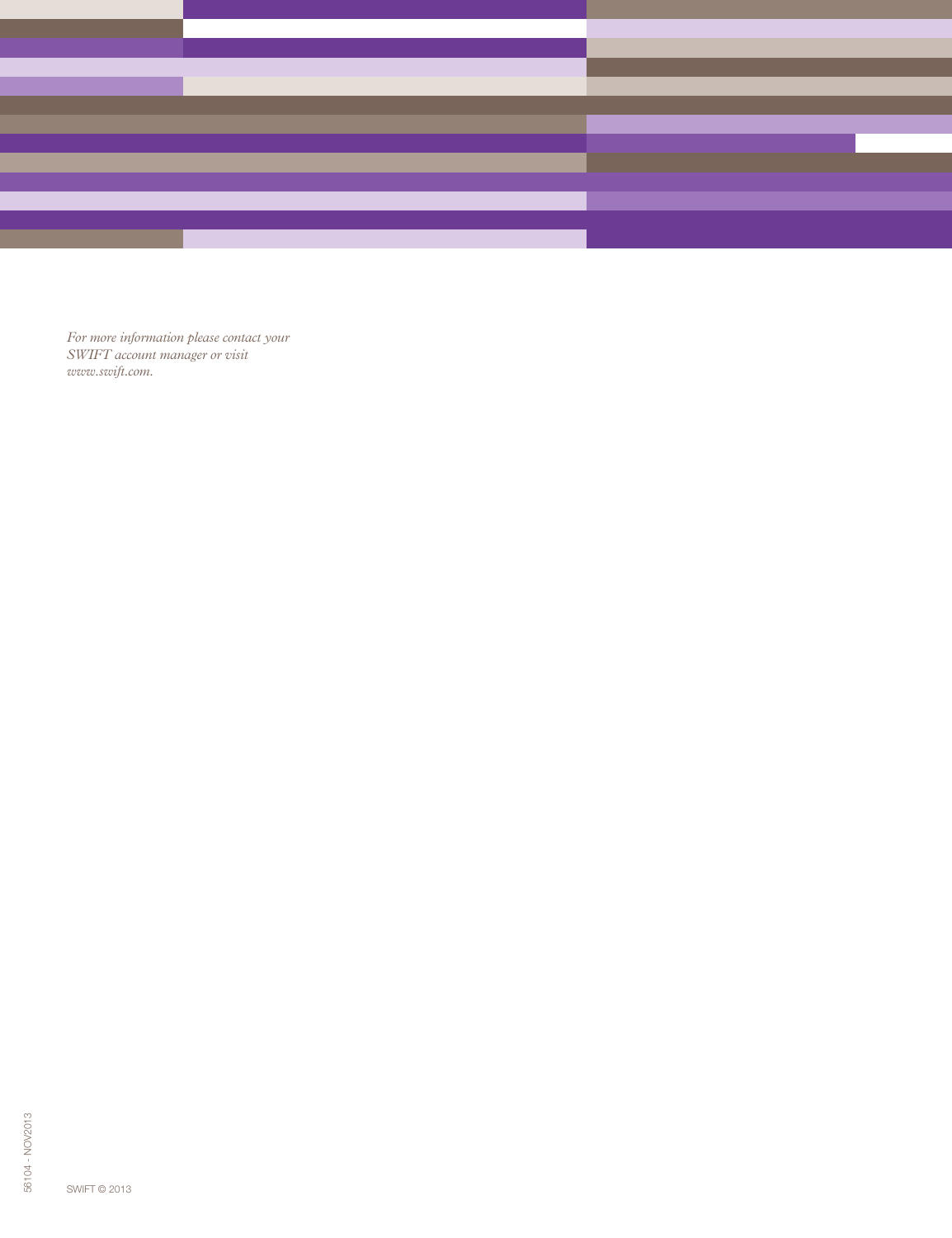*For more information please contact your SWIFT account manager or visit www.swift.com.*

56104 - NOV2013

SWIFT © 2013